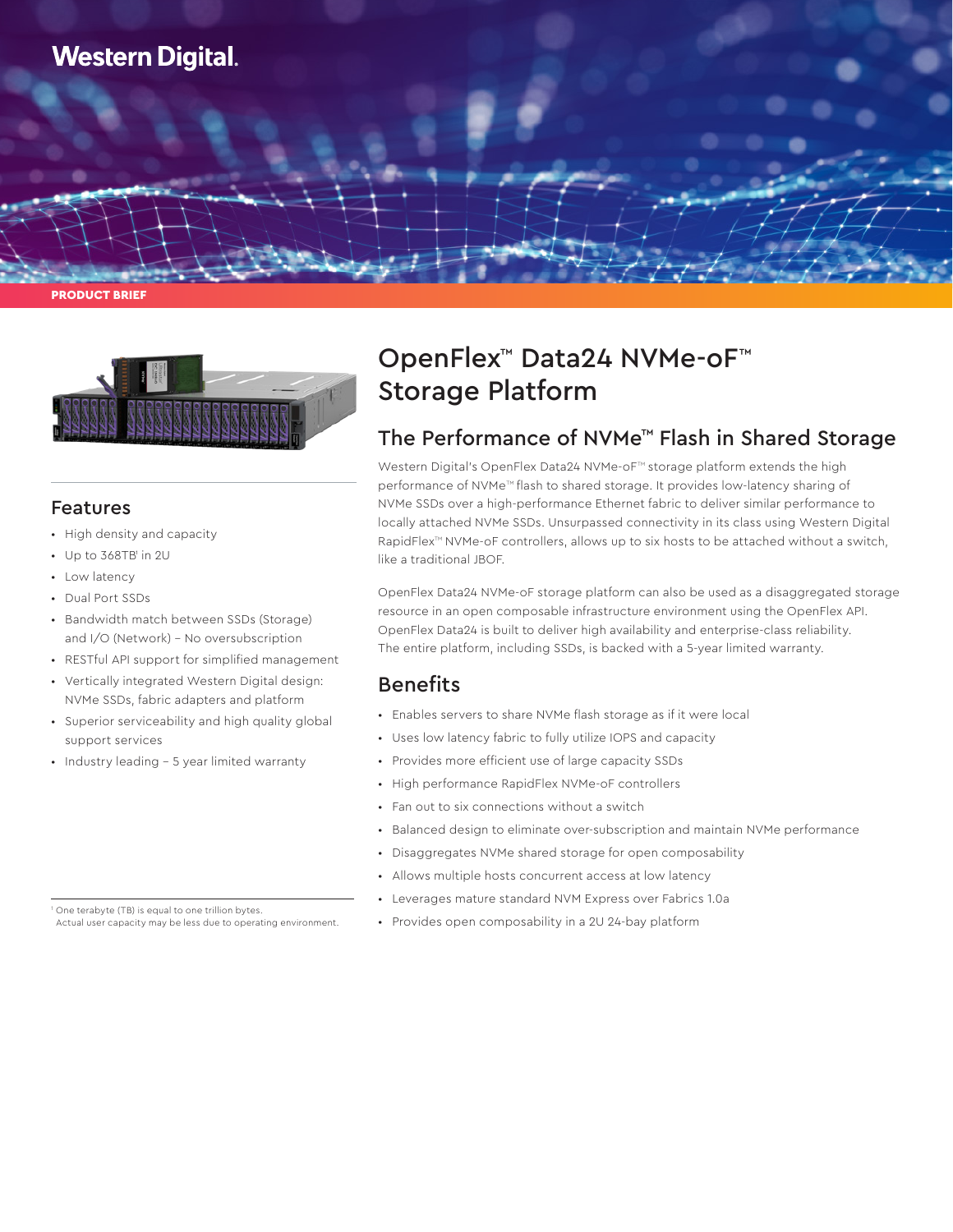Western Digital.

PRODUCT BRIEF

# OpenFlex™ Data24 NVMe-oF™ Storage Platform

## The Performance of NVMe™ Flash in Shared Storage

Western Digital's OpenFlex Data24 NVMe-oF™ storage platform extends the high performance of NVMe™ flash to shared storage. It provides low-latency sharing of NVMe SSDs over a high-performance Ethernet fabric to deliver similar performance to locally attached NVMe SSDs. Unsurpassed connectivity in its class using Western Digital RapidFlex™ NVMe-oF controllers, allows up to six hosts to be attached without a switch, like a traditional JBOF.

OpenFlex Data24 NVMe-oF storage platform can also be used as a disaggregated storage resource in an open composable infrastructure environment using the OpenFlex API. OpenFlex Data24 is built to deliver high availability and enterprise-class reliability. The entire platform, including SSDs, is backed with a 5-year limited warranty.

## Features

- High density and capacity
- Up to 368TB[1] in 2U
- Low latency
- Dual Port SSDs
- Bandwidth match between SSDs (Storage) and I/O (Network) – No oversubscription
- RESTful API support for simplified management
- Vertically integrated Western Digital design: NVMe SSDs, fabric adapters and platform
- Superior serviceability and high quality global support services
- Industry leading – 5 year limited warranty

## Benefits

- Enables servers to share NVMe flash storage as if it were local
- Uses low latency fabric to fully utilize IOPS and capacity
- Provides more efficient use of large capacity SSDs
- High performance RapidFlex NVMe-oF controllers
- Fan out to six connections without a switch
- Balanced design to eliminate over-subscription and maintain NVMe performance
- Disaggregates NVMe shared storage for open composability
- Allows multiple hosts concurrent access at low latency
- Leverages mature standard NVM Express over Fabrics 1.0a
- Provides open composability in a 2U 24-bay platform

[1] One terabyte (TB) is equal to one trillion bytes. Actual user capacity may be less due to operating environment.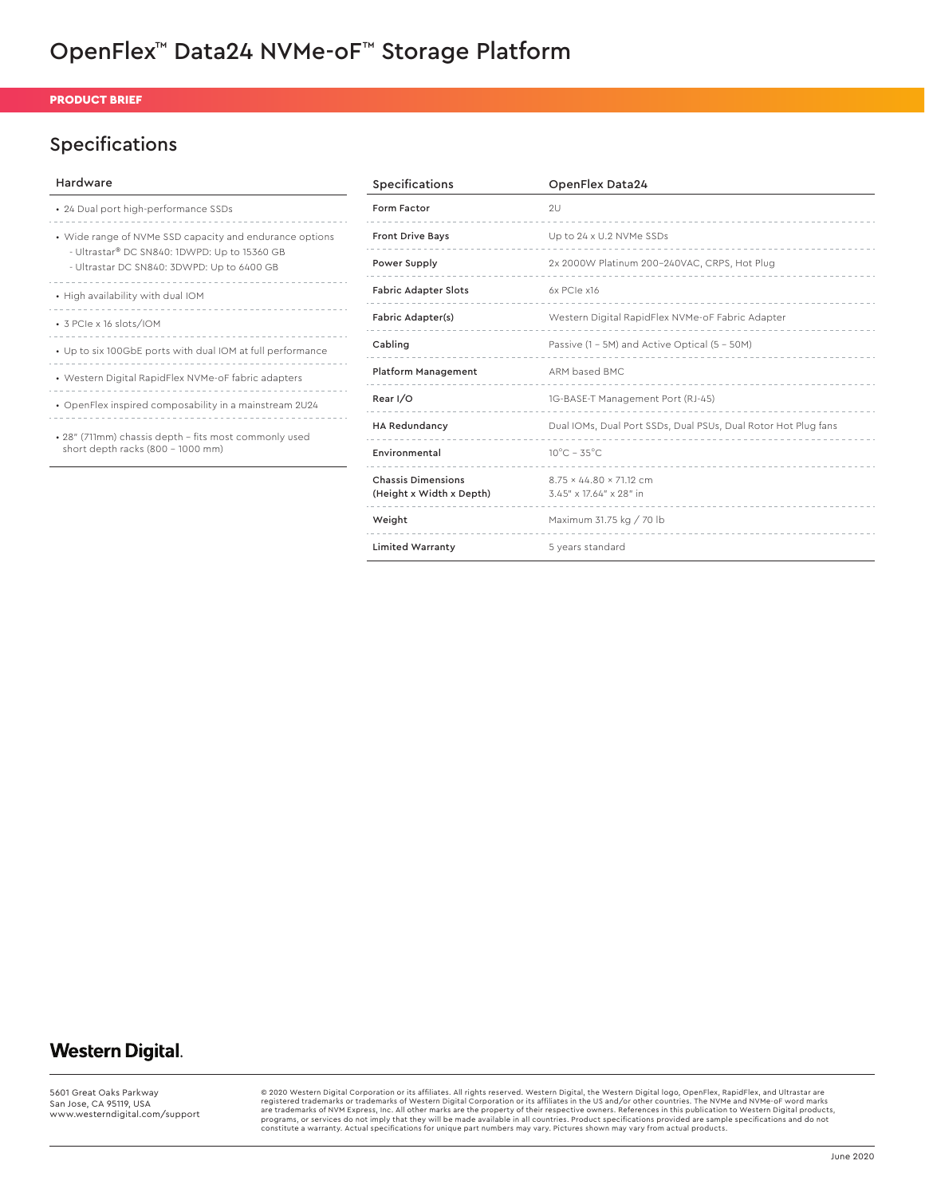# OpenFlex™ Data24 NVMe-oF™ Storage Platform

**PRODUCT BRIEF**

## Specifications

### Hardware

- 24 Dual port high-performance SSDs
- Wide range of NVMe SSD capacity and endurance options
  - Ultrastar® DC SN840: 1DWPD: Up to 15360 GB
  - Ultrastar DC SN840: 3DWPD: Up to 6400 GB
- High availability with dual IOM
- 3 PCIe x 16 slots/IOM
- Up to six 100GbE ports with dual IOM at full performance
- Western Digital RapidFlex NVMe-oF fabric adapters
- OpenFlex inspired composability in a mainstream 2U24
- 28" (711mm) chassis depth – fits most commonly used short depth racks (800 – 1000 mm)

| Specifications | OpenFlex Data24 |
|---|---|
| Form Factor | 2U |
| Front Drive Bays | Up to 24 x U.2 NVMe SSDs |
| Power Supply | 2x 2000W Platinum 200–240VAC, CRPS, Hot Plug |
| Fabric Adapter Slots | 6x PCIe x16 |
| Fabric Adapter(s) | Western Digital RapidFlex NVMe-oF Fabric Adapter |
| Cabling | Passive (1 – 5M) and Active Optical (5 – 50M) |
| Platform Management | ARM based BMC |
| Rear I/O | 1G-BASE-T Management Port (RJ-45) |
| HA Redundancy | Dual IOMs, Dual Port SSDs, Dual PSUs, Dual Rotor Hot Plug fans |
| Environmental | 10°C – 35°C |
| Chassis Dimensions (Height x Width x Depth) | 8.75 × 44.80 × 71.12 cm<br>3.45" x 17.64" x 28" in |
| Weight | Maximum 31.75 kg / 70 lb |
| Limited Warranty | 5 years standard |

**Western Digital.**

5601 Great Oaks Parkway
San Jose, CA 95119, USA
www.westerndigital.com/support

© 2020 Western Digital Corporation or its affiliates. All rights reserved. Western Digital, the Western Digital logo, OpenFlex, RapidFlex, and Ultrastar are registered trademarks or trademarks of Western Digital Corporation or its affiliates in the US and/or other countries. The NVMe and NVMe-oF word marks are trademarks of NVM Express, Inc. All other marks are the property of their respective owners. References in this publication to Western Digital products, programs, or services do not imply that they will be made available in all countries. Product specifications provided are sample specifications and do not constitute a warranty. Actual specifications for unique part numbers may vary. Pictures shown may vary from actual products.

June 2020